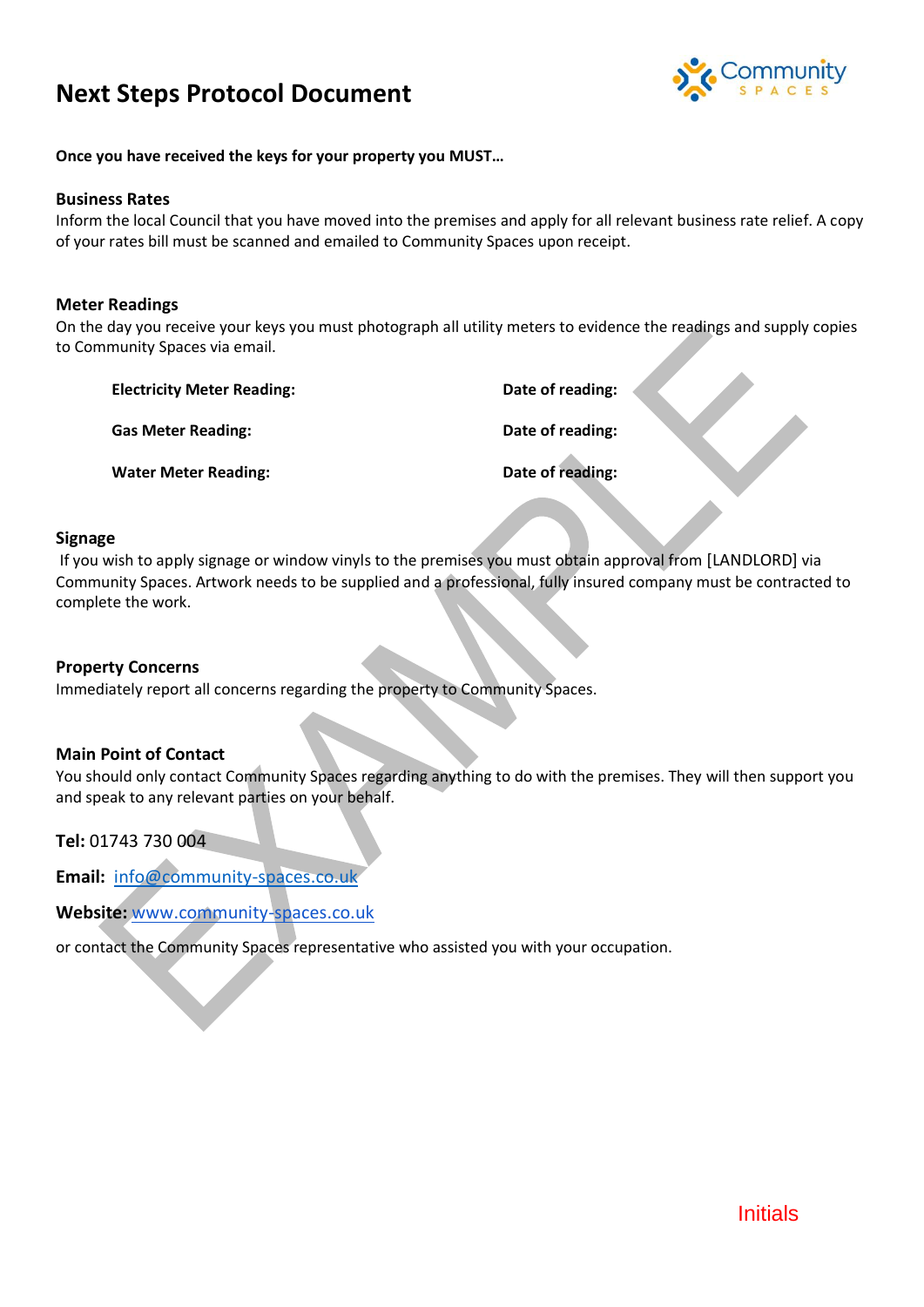# Next Steps Protocol Document

Community SPACES

**Once you have received the keys for your property you MUST…**

## Business Rates

Inform the local Council that you have moved into the premises and apply for all relevant business rate relief. A copy of your rates bill must be scanned and emailed to Community Spaces upon receipt.

## Meter Readings

On the day you receive your keys you must photograph all utility meters to evidence the readings and supply copies to Community Spaces via email.

| | |
|---|---|
| **Electricity Meter Reading:** | **Date of reading:** |
| **Gas Meter Reading:** | **Date of reading:** |
| **Water Meter Reading:** | **Date of reading:** |

## Signage

If you wish to apply signage or window vinyls to the premises you must obtain approval from [LANDLORD] via Community Spaces. Artwork needs to be supplied and a professional, fully insured company must be contracted to complete the work.

## Property Concerns

Immediately report all concerns regarding the property to Community Spaces.

## Main Point of Contact

You should only contact Community Spaces regarding anything to do with the premises. They will then support you and speak to any relevant parties on your behalf.

**Tel:** 01743 730 004

**Email:** info@community-spaces.co.uk

**Website:** www.community-spaces.co.uk

or contact the Community Spaces representative who assisted you with your occupation.

Initials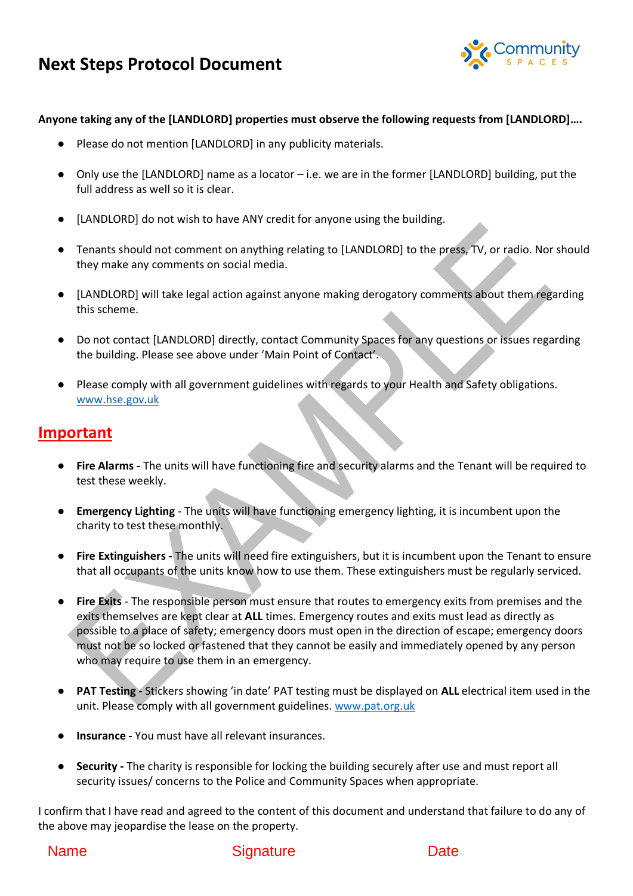# Next Steps Protocol Document

Community SPACES

**Anyone taking any of the [LANDLORD] properties must observe the following requests from [LANDLORD]….**

- Please do not mention [LANDLORD] in any publicity materials.
- Only use the [LANDLORD] name as a locator – i.e. we are in the former [LANDLORD] building, put the full address as well so it is clear.
- [LANDLORD] do not wish to have ANY credit for anyone using the building.
- Tenants should not comment on anything relating to [LANDLORD] to the press, TV, or radio. Nor should they make any comments on social media.
- [LANDLORD] will take legal action against anyone making derogatory comments about them regarding this scheme.
- Do not contact [LANDLORD] directly, contact Community Spaces for any questions or issues regarding the building. Please see above under 'Main Point of Contact'.
- Please comply with all government guidelines with regards to your Health and Safety obligations. www.hse.gov.uk

## Important

- **Fire Alarms -** The units will have functioning fire and security alarms and the Tenant will be required to test these weekly.
- **Emergency Lighting** - The units will have functioning emergency lighting, it is incumbent upon the charity to test these monthly.
- **Fire Extinguishers -** The units will need fire extinguishers, but it is incumbent upon the Tenant to ensure that all occupants of the units know how to use them. These extinguishers must be regularly serviced.
- **Fire Exits** - The responsible person must ensure that routes to emergency exits from premises and the exits themselves are kept clear at **ALL** times. Emergency routes and exits must lead as directly as possible to a place of safety; emergency doors must open in the direction of escape; emergency doors must not be so locked or fastened that they cannot be easily and immediately opened by any person who may require to use them in an emergency.
- **PAT Testing -** Stickers showing 'in date' PAT testing must be displayed on **ALL** electrical item used in the unit. Please comply with all government guidelines. www.pat.org.uk
- **Insurance -** You must have all relevant insurances.
- **Security -** The charity is responsible for locking the building securely after use and must report all security issues/ concerns to the Police and Community Spaces when appropriate.

I confirm that I have read and agreed to the content of this document and understand that failure to do any of the above may jeopardise the lease on the property.

Name Signature Date